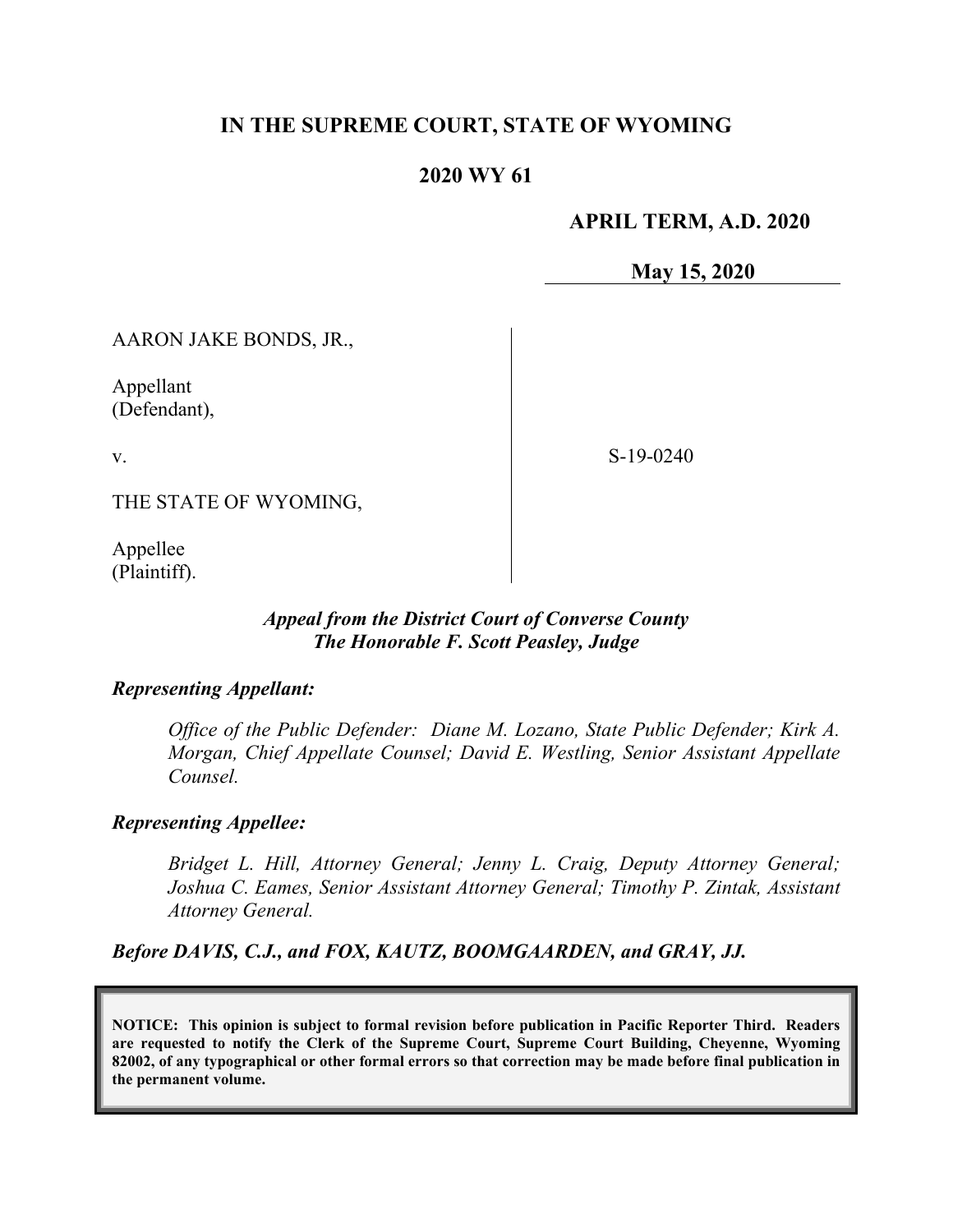# IN THE SUPREME COURT, STATE OF WYOMING

## 2020 WY 61

**APRIL TERM, A.D. 2020**

**May 15, 2020**

AARON JAKE BONDS, JR.,

Appellant
(Defendant),

v.

THE STATE OF WYOMING,

Appellee
(Plaintiff).

S-19-0240

***Appeal from the District Court of Converse County***
***The Honorable F. Scott Peasley, Judge***

***Representing Appellant:***

*Office of the Public Defender: Diane M. Lozano, State Public Defender; Kirk A. Morgan, Chief Appellate Counsel; David E. Westling, Senior Assistant Appellate Counsel.*

***Representing Appellee:***

*Bridget L. Hill, Attorney General; Jenny L. Craig, Deputy Attorney General; Joshua C. Eames, Senior Assistant Attorney General; Timothy P. Zintak, Assistant Attorney General.*

***Before DAVIS, C.J., and FOX, KAUTZ, BOOMGAARDEN, and GRAY, JJ.***

**NOTICE: This opinion is subject to formal revision before publication in Pacific Reporter Third. Readers are requested to notify the Clerk of the Supreme Court, Supreme Court Building, Cheyenne, Wyoming 82002, of any typographical or other formal errors so that correction may be made before final publication in the permanent volume.**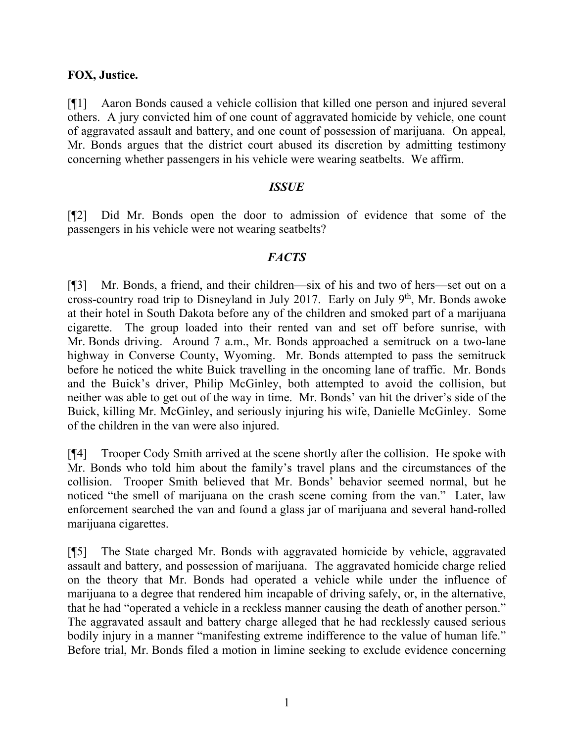**FOX, Justice.**

[¶1] Aaron Bonds caused a vehicle collision that killed one person and injured several others. A jury convicted him of one count of aggravated homicide by vehicle, one count of aggravated assault and battery, and one count of possession of marijuana. On appeal, Mr. Bonds argues that the district court abused its discretion by admitting testimony concerning whether passengers in his vehicle were wearing seatbelts. We affirm.

### *ISSUE*

[¶2] Did Mr. Bonds open the door to admission of evidence that some of the passengers in his vehicle were not wearing seatbelts?

### *FACTS*

[¶3] Mr. Bonds, a friend, and their children—six of his and two of hers—set out on a cross-country road trip to Disneyland in July 2017. Early on July 9th, Mr. Bonds awoke at their hotel in South Dakota before any of the children and smoked part of a marijuana cigarette. The group loaded into their rented van and set off before sunrise, with Mr. Bonds driving. Around 7 a.m., Mr. Bonds approached a semitruck on a two-lane highway in Converse County, Wyoming. Mr. Bonds attempted to pass the semitruck before he noticed the white Buick travelling in the oncoming lane of traffic. Mr. Bonds and the Buick's driver, Philip McGinley, both attempted to avoid the collision, but neither was able to get out of the way in time. Mr. Bonds' van hit the driver's side of the Buick, killing Mr. McGinley, and seriously injuring his wife, Danielle McGinley. Some of the children in the van were also injured.

[¶4] Trooper Cody Smith arrived at the scene shortly after the collision. He spoke with Mr. Bonds who told him about the family's travel plans and the circumstances of the collision. Trooper Smith believed that Mr. Bonds' behavior seemed normal, but he noticed "the smell of marijuana on the crash scene coming from the van." Later, law enforcement searched the van and found a glass jar of marijuana and several hand-rolled marijuana cigarettes.

[¶5] The State charged Mr. Bonds with aggravated homicide by vehicle, aggravated assault and battery, and possession of marijuana. The aggravated homicide charge relied on the theory that Mr. Bonds had operated a vehicle while under the influence of marijuana to a degree that rendered him incapable of driving safely, or, in the alternative, that he had "operated a vehicle in a reckless manner causing the death of another person." The aggravated assault and battery charge alleged that he had recklessly caused serious bodily injury in a manner "manifesting extreme indifference to the value of human life." Before trial, Mr. Bonds filed a motion in limine seeking to exclude evidence concerning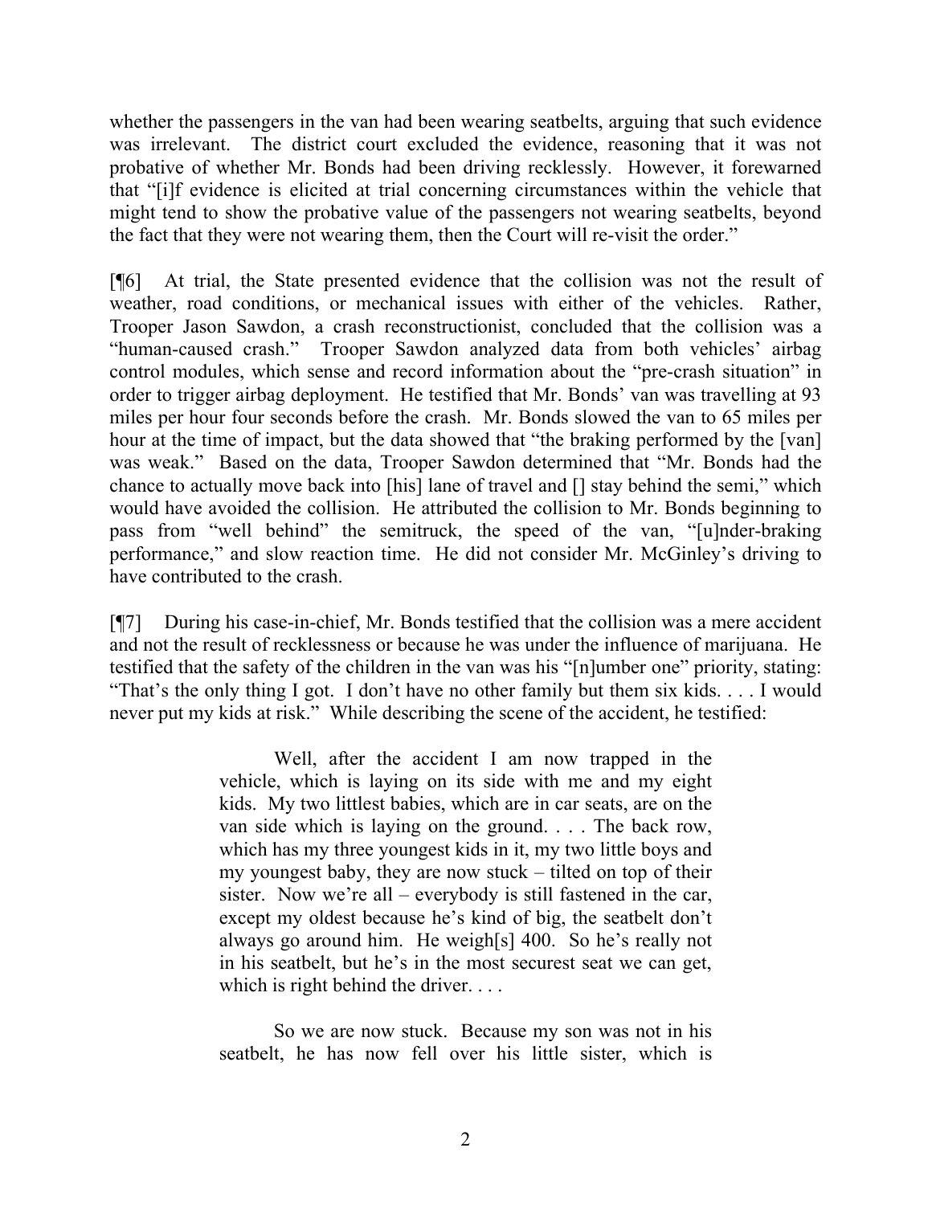whether the passengers in the van had been wearing seatbelts, arguing that such evidence was irrelevant. The district court excluded the evidence, reasoning that it was not probative of whether Mr. Bonds had been driving recklessly. However, it forewarned that "[i]f evidence is elicited at trial concerning circumstances within the vehicle that might tend to show the probative value of the passengers not wearing seatbelts, beyond the fact that they were not wearing them, then the Court will re-visit the order."

[¶6] At trial, the State presented evidence that the collision was not the result of weather, road conditions, or mechanical issues with either of the vehicles. Rather, Trooper Jason Sawdon, a crash reconstructionist, concluded that the collision was a "human-caused crash." Trooper Sawdon analyzed data from both vehicles' airbag control modules, which sense and record information about the "pre-crash situation" in order to trigger airbag deployment. He testified that Mr. Bonds' van was travelling at 93 miles per hour four seconds before the crash. Mr. Bonds slowed the van to 65 miles per hour at the time of impact, but the data showed that "the braking performed by the [van] was weak." Based on the data, Trooper Sawdon determined that "Mr. Bonds had the chance to actually move back into [his] lane of travel and [] stay behind the semi," which would have avoided the collision. He attributed the collision to Mr. Bonds beginning to pass from "well behind" the semitruck, the speed of the van, "[u]nder-braking performance," and slow reaction time. He did not consider Mr. McGinley's driving to have contributed to the crash.

[¶7] During his case-in-chief, Mr. Bonds testified that the collision was a mere accident and not the result of recklessness or because he was under the influence of marijuana. He testified that the safety of the children in the van was his "[n]umber one" priority, stating: "That's the only thing I got. I don't have no other family but them six kids. . . . I would never put my kids at risk." While describing the scene of the accident, he testified:

> Well, after the accident I am now trapped in the vehicle, which is laying on its side with me and my eight kids. My two littlest babies, which are in car seats, are on the van side which is laying on the ground. . . . The back row, which has my three youngest kids in it, my two little boys and my youngest baby, they are now stuck – tilted on top of their sister. Now we're all – everybody is still fastened in the car, except my oldest because he's kind of big, the seatbelt don't always go around him. He weigh[s] 400. So he's really not in his seatbelt, but he's in the most securest seat we can get, which is right behind the driver. . . .
>
> So we are now stuck. Because my son was not in his seatbelt, he has now fell over his little sister, which is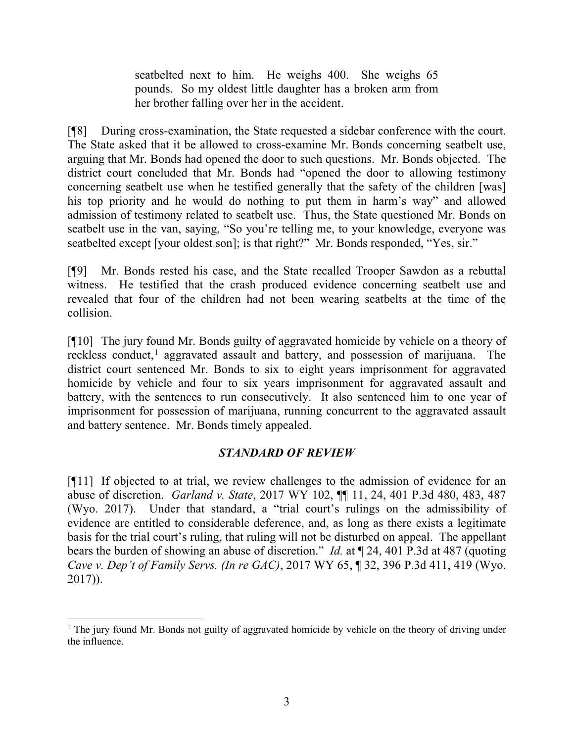> seatbelted next to him. He weighs 400. She weighs 65 pounds. So my oldest little daughter has a broken arm from her brother falling over her in the accident.

[¶8] During cross-examination, the State requested a sidebar conference with the court. The State asked that it be allowed to cross-examine Mr. Bonds concerning seatbelt use, arguing that Mr. Bonds had opened the door to such questions. Mr. Bonds objected. The district court concluded that Mr. Bonds had "opened the door to allowing testimony concerning seatbelt use when he testified generally that the safety of the children [was] his top priority and he would do nothing to put them in harm's way" and allowed admission of testimony related to seatbelt use. Thus, the State questioned Mr. Bonds on seatbelt use in the van, saying, "So you're telling me, to your knowledge, everyone was seatbelted except [your oldest son]; is that right?" Mr. Bonds responded, "Yes, sir."

[¶9] Mr. Bonds rested his case, and the State recalled Trooper Sawdon as a rebuttal witness. He testified that the crash produced evidence concerning seatbelt use and revealed that four of the children had not been wearing seatbelts at the time of the collision.

[¶10] The jury found Mr. Bonds guilty of aggravated homicide by vehicle on a theory of reckless conduct,[1] aggravated assault and battery, and possession of marijuana. The district court sentenced Mr. Bonds to six to eight years imprisonment for aggravated homicide by vehicle and four to six years imprisonment for aggravated assault and battery, with the sentences to run consecutively. It also sentenced him to one year of imprisonment for possession of marijuana, running concurrent to the aggravated assault and battery sentence. Mr. Bonds timely appealed.

### *STANDARD OF REVIEW*

[¶11] If objected to at trial, we review challenges to the admission of evidence for an abuse of discretion. *Garland v. State*, 2017 WY 102, ¶¶ 11, 24, 401 P.3d 480, 483, 487 (Wyo. 2017). Under that standard, a "trial court's rulings on the admissibility of evidence are entitled to considerable deference, and, as long as there exists a legitimate basis for the trial court's ruling, that ruling will not be disturbed on appeal. The appellant bears the burden of showing an abuse of discretion." *Id.* at ¶ 24, 401 P.3d at 487 (quoting *Cave v. Dep't of Family Servs. (In re GAC)*, 2017 WY 65, ¶ 32, 396 P.3d 411, 419 (Wyo. 2017)).

---

[1] The jury found Mr. Bonds not guilty of aggravated homicide by vehicle on the theory of driving under the influence.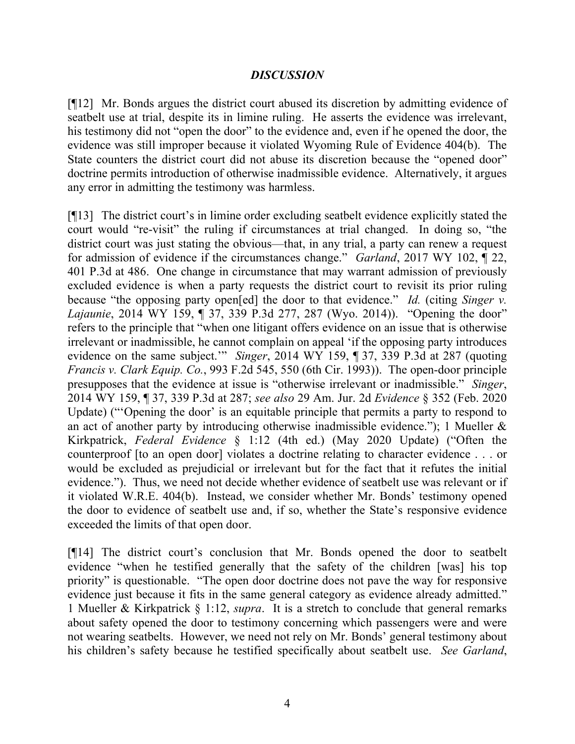## *DISCUSSION*

[¶12] Mr. Bonds argues the district court abused its discretion by admitting evidence of seatbelt use at trial, despite its in limine ruling. He asserts the evidence was irrelevant, his testimony did not "open the door" to the evidence and, even if he opened the door, the evidence was still improper because it violated Wyoming Rule of Evidence 404(b). The State counters the district court did not abuse its discretion because the "opened door" doctrine permits introduction of otherwise inadmissible evidence. Alternatively, it argues any error in admitting the testimony was harmless.

[¶13] The district court's in limine order excluding seatbelt evidence explicitly stated the court would "re-visit" the ruling if circumstances at trial changed. In doing so, "the district court was just stating the obvious—that, in any trial, a party can renew a request for admission of evidence if the circumstances change." *Garland*, 2017 WY 102, ¶ 22, 401 P.3d at 486. One change in circumstance that may warrant admission of previously excluded evidence is when a party requests the district court to revisit its prior ruling because "the opposing party open[ed] the door to that evidence." *Id.* (citing *Singer v. Lajaunie*, 2014 WY 159, ¶ 37, 339 P.3d 277, 287 (Wyo. 2014)). "Opening the door" refers to the principle that "when one litigant offers evidence on an issue that is otherwise irrelevant or inadmissible, he cannot complain on appeal 'if the opposing party introduces evidence on the same subject.'" *Singer*, 2014 WY 159, ¶ 37, 339 P.3d at 287 (quoting *Francis v. Clark Equip. Co.*, 993 F.2d 545, 550 (6th Cir. 1993)). The open-door principle presupposes that the evidence at issue is "otherwise irrelevant or inadmissible." *Singer*, 2014 WY 159, ¶ 37, 339 P.3d at 287; *see also* 29 Am. Jur. 2d *Evidence* § 352 (Feb. 2020 Update) ("'Opening the door' is an equitable principle that permits a party to respond to an act of another party by introducing otherwise inadmissible evidence."); 1 Mueller & Kirkpatrick, *Federal Evidence* § 1:12 (4th ed.) (May 2020 Update) ("Often the counterproof [to an open door] violates a doctrine relating to character evidence . . . or would be excluded as prejudicial or irrelevant but for the fact that it refutes the initial evidence."). Thus, we need not decide whether evidence of seatbelt use was relevant or if it violated W.R.E. 404(b). Instead, we consider whether Mr. Bonds' testimony opened the door to evidence of seatbelt use and, if so, whether the State's responsive evidence exceeded the limits of that open door.

[¶14] The district court's conclusion that Mr. Bonds opened the door to seatbelt evidence "when he testified generally that the safety of the children [was] his top priority" is questionable. "The open door doctrine does not pave the way for responsive evidence just because it fits in the same general category as evidence already admitted." 1 Mueller & Kirkpatrick § 1:12, *supra*. It is a stretch to conclude that general remarks about safety opened the door to testimony concerning which passengers were and were not wearing seatbelts. However, we need not rely on Mr. Bonds' general testimony about his children's safety because he testified specifically about seatbelt use. *See Garland*,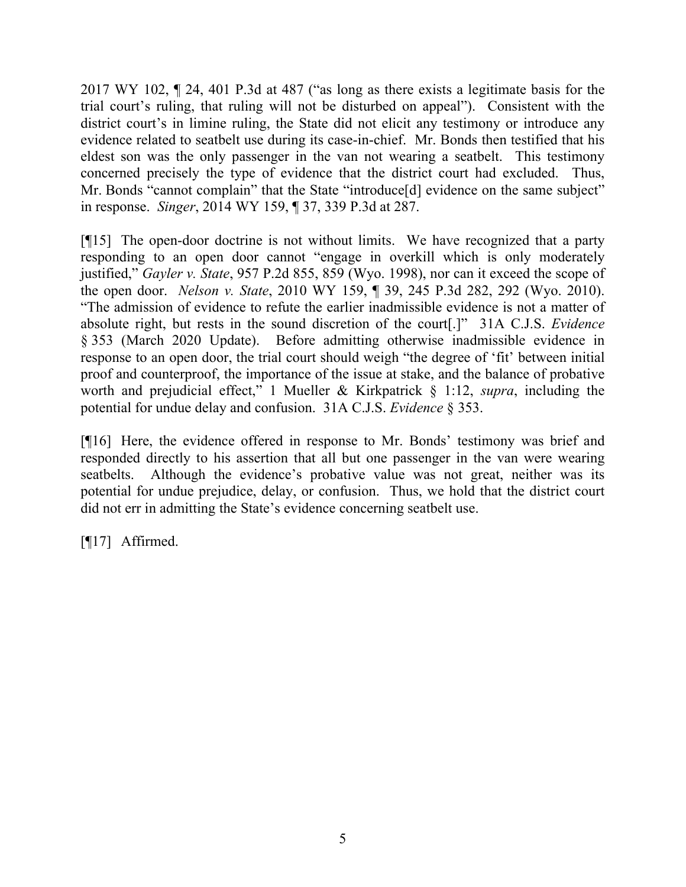2017 WY 102, ¶ 24, 401 P.3d at 487 ("as long as there exists a legitimate basis for the trial court's ruling, that ruling will not be disturbed on appeal"). Consistent with the district court's in limine ruling, the State did not elicit any testimony or introduce any evidence related to seatbelt use during its case-in-chief. Mr. Bonds then testified that his eldest son was the only passenger in the van not wearing a seatbelt. This testimony concerned precisely the type of evidence that the district court had excluded. Thus, Mr. Bonds "cannot complain" that the State "introduce[d] evidence on the same subject" in response. *Singer*, 2014 WY 159, ¶ 37, 339 P.3d at 287.

[¶15] The open-door doctrine is not without limits. We have recognized that a party responding to an open door cannot "engage in overkill which is only moderately justified," *Gayler v. State*, 957 P.2d 855, 859 (Wyo. 1998), nor can it exceed the scope of the open door. *Nelson v. State*, 2010 WY 159, ¶ 39, 245 P.3d 282, 292 (Wyo. 2010). "The admission of evidence to refute the earlier inadmissible evidence is not a matter of absolute right, but rests in the sound discretion of the court[.]" 31A C.J.S. *Evidence* § 353 (March 2020 Update). Before admitting otherwise inadmissible evidence in response to an open door, the trial court should weigh "the degree of 'fit' between initial proof and counterproof, the importance of the issue at stake, and the balance of probative worth and prejudicial effect," 1 Mueller & Kirkpatrick § 1:12, *supra*, including the potential for undue delay and confusion. 31A C.J.S. *Evidence* § 353.

[¶16] Here, the evidence offered in response to Mr. Bonds' testimony was brief and responded directly to his assertion that all but one passenger in the van were wearing seatbelts. Although the evidence's probative value was not great, neither was its potential for undue prejudice, delay, or confusion. Thus, we hold that the district court did not err in admitting the State's evidence concerning seatbelt use.

[¶17] Affirmed.